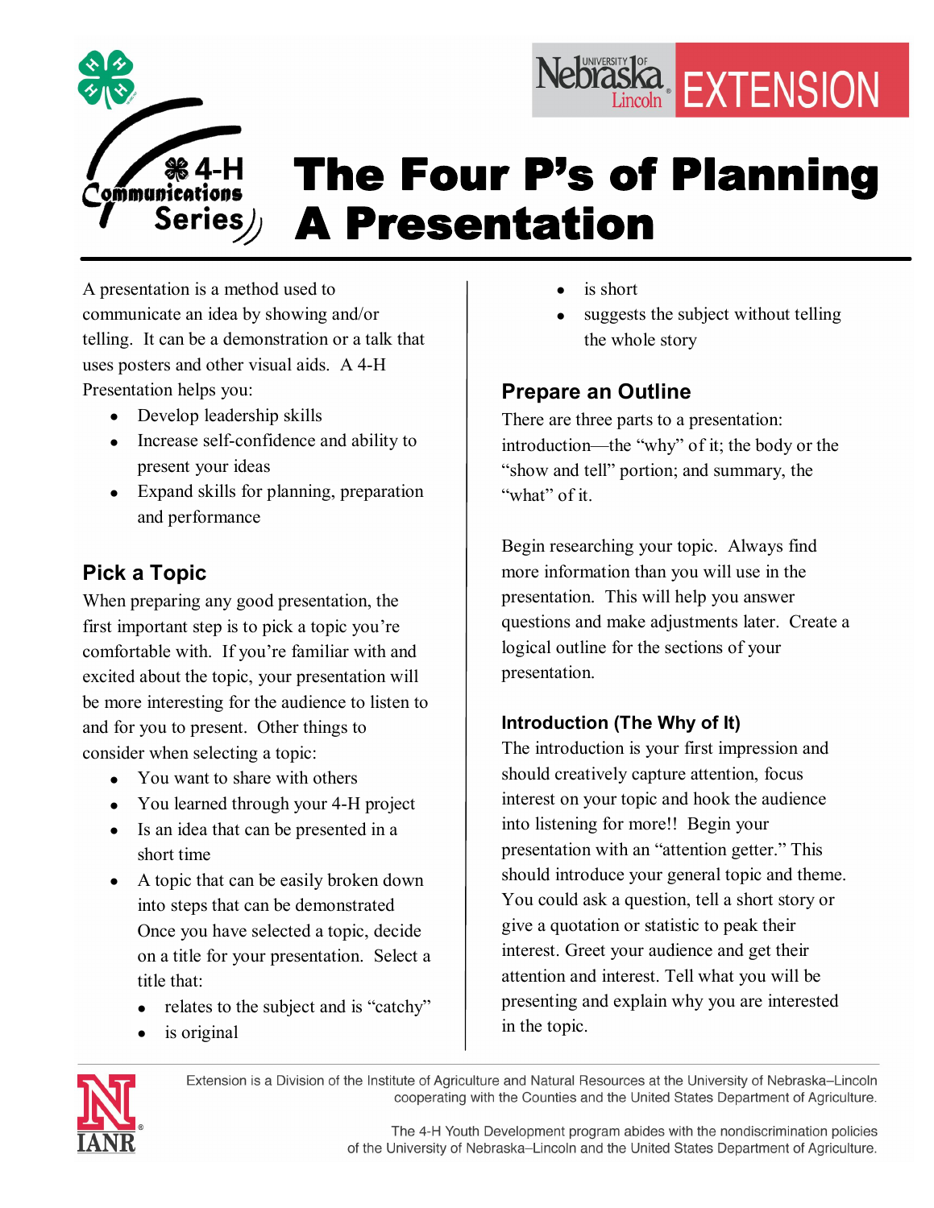4-H Communications Series

Nebraska Lincoln EXTENSION

# The Four P's of Planning A Presentation

A presentation is a method used to communicate an idea by showing and/or telling. It can be a demonstration or a talk that uses posters and other visual aids. A 4-H Presentation helps you:

- Develop leadership skills
- Increase self-confidence and ability to present your ideas
- Expand skills for planning, preparation and performance

## Pick a Topic

When preparing any good presentation, the first important step is to pick a topic you're comfortable with. If you're familiar with and excited about the topic, your presentation will be more interesting for the audience to listen to and for you to present. Other things to consider when selecting a topic:

- You want to share with others
- You learned through your 4-H project
- Is an idea that can be presented in a short time
- A topic that can be easily broken down into steps that can be demonstrated Once you have selected a topic, decide on a title for your presentation. Select a title that:
  - relates to the subject and is "catchy"
  - is original
  - is short
  - suggests the subject without telling the whole story

## Prepare an Outline

There are three parts to a presentation: introduction—the "why" of it; the body or the "show and tell" portion; and summary, the "what" of it.

Begin researching your topic. Always find more information than you will use in the presentation. This will help you answer questions and make adjustments later. Create a logical outline for the sections of your presentation.

### Introduction (The Why of It)

The introduction is your first impression and should creatively capture attention, focus interest on your topic and hook the audience into listening for more!! Begin your presentation with an "attention getter." This should introduce your general topic and theme. You could ask a question, tell a short story or give a quotation or statistic to peak their interest. Greet your audience and get their attention and interest. Tell what you will be presenting and explain why you are interested in the topic.

Extension is a Division of the Institute of Agriculture and Natural Resources at the University of Nebraska–Lincoln cooperating with the Counties and the United States Department of Agriculture.

The 4-H Youth Development program abides with the nondiscrimination policies of the University of Nebraska–Lincoln and the United States Department of Agriculture.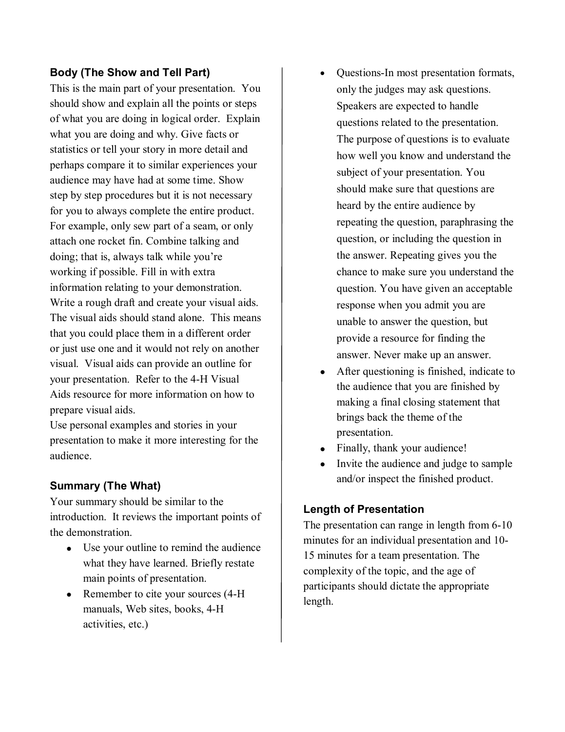### Body (The Show and Tell Part)

This is the main part of your presentation. You should show and explain all the points or steps of what you are doing in logical order. Explain what you are doing and why. Give facts or statistics or tell your story in more detail and perhaps compare it to similar experiences your audience may have had at some time. Show step by step procedures but it is not necessary for you to always complete the entire product. For example, only sew part of a seam, or only attach one rocket fin. Combine talking and doing; that is, always talk while you're working if possible. Fill in with extra information relating to your demonstration. Write a rough draft and create your visual aids. The visual aids should stand alone. This means that you could place them in a different order or just use one and it would not rely on another visual. Visual aids can provide an outline for your presentation. Refer to the 4-H Visual Aids resource for more information on how to prepare visual aids.

Use personal examples and stories in your presentation to make it more interesting for the audience.

### Summary (The What)

Your summary should be similar to the introduction. It reviews the important points of the demonstration.

- Use your outline to remind the audience what they have learned. Briefly restate main points of presentation.
- Remember to cite your sources (4-H manuals, Web sites, books, 4-H activities, etc.)
- Questions-In most presentation formats, only the judges may ask questions. Speakers are expected to handle questions related to the presentation. The purpose of questions is to evaluate how well you know and understand the subject of your presentation. You should make sure that questions are heard by the entire audience by repeating the question, paraphrasing the question, or including the question in the answer. Repeating gives you the chance to make sure you understand the question. You have given an acceptable response when you admit you are unable to answer the question, but provide a resource for finding the answer. Never make up an answer.
- After questioning is finished, indicate to the audience that you are finished by making a final closing statement that brings back the theme of the presentation.
- Finally, thank your audience!
- Invite the audience and judge to sample and/or inspect the finished product.

### Length of Presentation

The presentation can range in length from 6-10 minutes for an individual presentation and 10-15 minutes for a team presentation. The complexity of the topic, and the age of participants should dictate the appropriate length.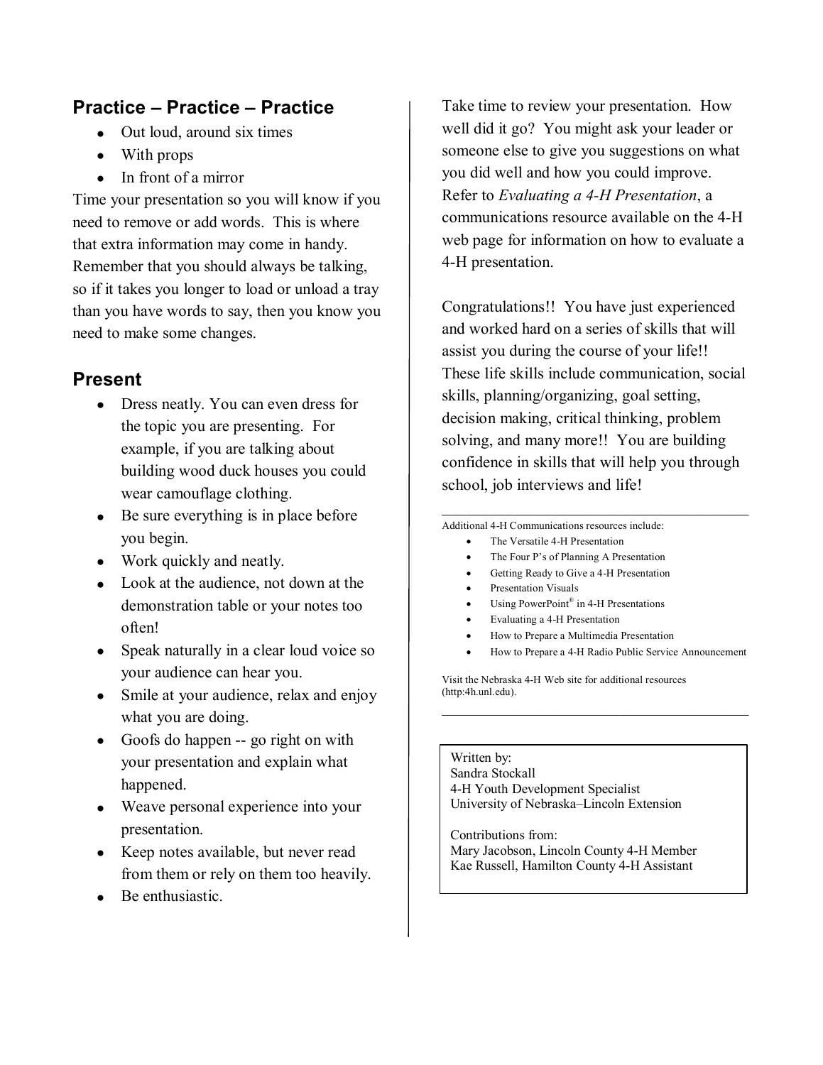## Practice – Practice – Practice

- Out loud, around six times
- With props
- In front of a mirror

Time your presentation so you will know if you need to remove or add words. This is where that extra information may come in handy. Remember that you should always be talking, so if it takes you longer to load or unload a tray than you have words to say, then you know you need to make some changes.

## Present

- Dress neatly. You can even dress for the topic you are presenting. For example, if you are talking about building wood duck houses you could wear camouflage clothing.
- Be sure everything is in place before you begin.
- Work quickly and neatly.
- Look at the audience, not down at the demonstration table or your notes too often!
- Speak naturally in a clear loud voice so your audience can hear you.
- Smile at your audience, relax and enjoy what you are doing.
- Goofs do happen -- go right on with your presentation and explain what happened.
- Weave personal experience into your presentation.
- Keep notes available, but never read from them or rely on them too heavily.
- Be enthusiastic.

Take time to review your presentation. How well did it go? You might ask your leader or someone else to give you suggestions on what you did well and how you could improve. Refer to *Evaluating a 4-H Presentation*, a communications resource available on the 4-H web page for information on how to evaluate a 4-H presentation.

Congratulations!! You have just experienced and worked hard on a series of skills that will assist you during the course of your life!! These life skills include communication, social skills, planning/organizing, goal setting, decision making, critical thinking, problem solving, and many more!! You are building confidence in skills that will help you through school, job interviews and life!

---

Additional 4-H Communications resources include:

- The Versatile 4-H Presentation
- The Four P's of Planning A Presentation
- Getting Ready to Give a 4-H Presentation
- Presentation Visuals
- Using PowerPoint® in 4-H Presentations
- Evaluating a 4-H Presentation
- How to Prepare a Multimedia Presentation
- How to Prepare a 4-H Radio Public Service Announcement

Visit the Nebraska 4-H Web site for additional resources (http:4h.unl.edu).

---

Written by:
Sandra Stockall
4-H Youth Development Specialist
University of Nebraska–Lincoln Extension

Contributions from:
Mary Jacobson, Lincoln County 4-H Member
Kae Russell, Hamilton County 4-H Assistant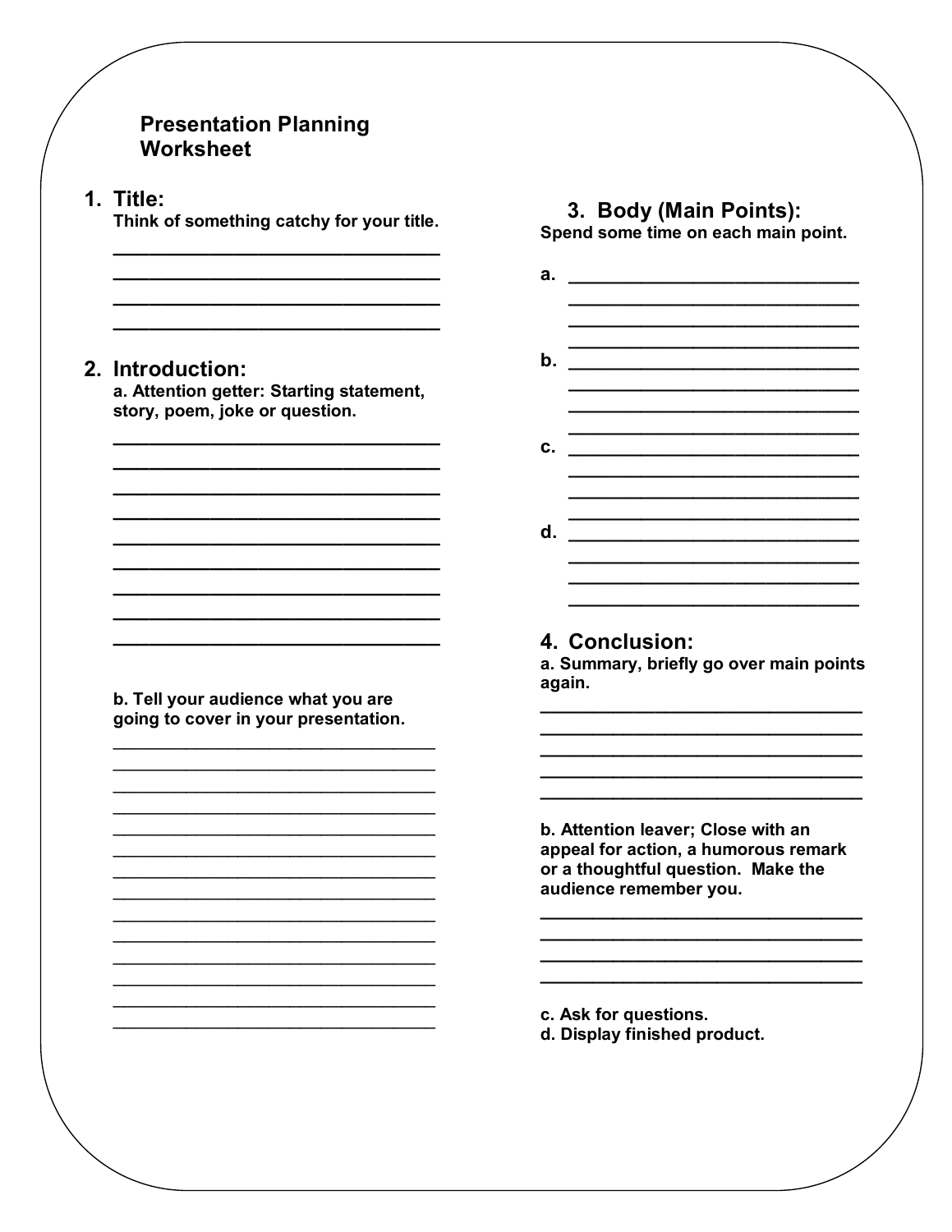# Presentation Planning Worksheet

## 1. Title:

Think of something catchy for your title.

________________________________
________________________________
________________________________
________________________________

## 2. Introduction:

a. Attention getter: Starting statement, story, poem, joke or question.

________________________________
________________________________
________________________________
________________________________
________________________________
________________________________
________________________________
________________________________
________________________________

b. Tell your audience what you are going to cover in your presentation.

________________________________
________________________________
________________________________
________________________________
________________________________
________________________________
________________________________
________________________________
________________________________
________________________________
________________________________
________________________________
________________________________
________________________________

## 3. Body (Main Points):

Spend some time on each main point.

a. ____________________________
____________________________
____________________________
____________________________

b. ____________________________
____________________________
____________________________
____________________________

c. ____________________________
____________________________
____________________________
____________________________

d. ____________________________
____________________________
____________________________
____________________________

## 4. Conclusion:

a. Summary, briefly go over main points again.

________________________________
________________________________
________________________________
________________________________
________________________________

b. Attention leaver; Close with an appeal for action, a humorous remark or a thoughtful question. Make the audience remember you.

________________________________
________________________________
________________________________
________________________________

c. Ask for questions.
d. Display finished product.